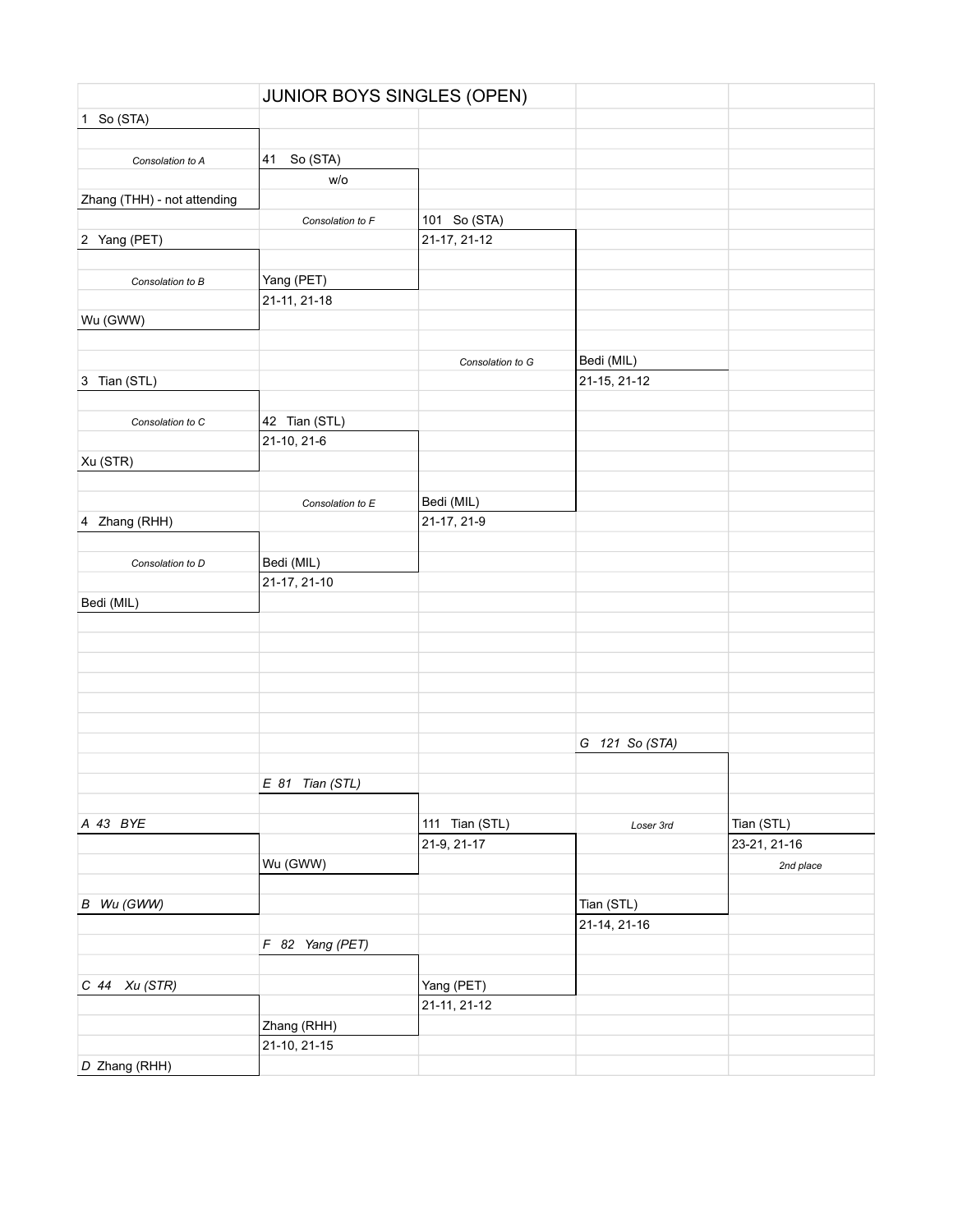# JUNIOR BOYS SINGLES (OPEN)

| | | | | |
|---|---|---|---|---|
| 1 So (STA) | | | | |
| | | | | |
| *Consolation to A* | 41 So (STA) | | | |
| | w/o | | | |
| Zhang (THH) - not attending | | | | |
| | *Consolation to F* | 101 So (STA) | | |
| 2 Yang (PET) | | 21-17, 21-12 | | |
| | | | | |
| *Consolation to B* | Yang (PET) | | | |
| | 21-11, 21-18 | | | |
| Wu (GWW) | | | | |
| | | | | |
| | | *Consolation to G* | Bedi (MIL) | |
| 3 Tian (STL) | | | 21-15, 21-12 | |
| | | | | |
| *Consolation to C* | 42 Tian (STL) | | | |
| | 21-10, 21-6 | | | |
| Xu (STR) | | | | |
| | | | | |
| | *Consolation to E* | Bedi (MIL) | | |
| 4 Zhang (RHH) | | 21-17, 21-9 | | |
| | | | | |
| *Consolation to D* | Bedi (MIL) | | | |
| | 21-17, 21-10 | | | |
| Bedi (MIL) | | | | |

| | | | | |
|---|---|---|---|---|
| | | | *G 121 So (STA)* | |
| | | | | |
| | *E 81 Tian (STL)* | | | |
| | | | | |
| *A 43 BYE* | | 111 Tian (STL) | *Loser 3rd* | Tian (STL) |
| | | 21-9, 21-17 | | 23-21, 21-16 |
| | Wu (GWW) | | | *2nd place* |
| | | | | |
| *B Wu (GWW)* | | | Tian (STL) | |
| | | | 21-14, 21-16 | |
| | *F 82 Yang (PET)* | | | |
| | | | | |
| *C 44 Xu (STR)* | | Yang (PET) | | |
| | | 21-11, 21-12 | | |
| | Zhang (RHH) | | | |
| | 21-10, 21-15 | | | |
| *D Zhang (RHH)* | | | | |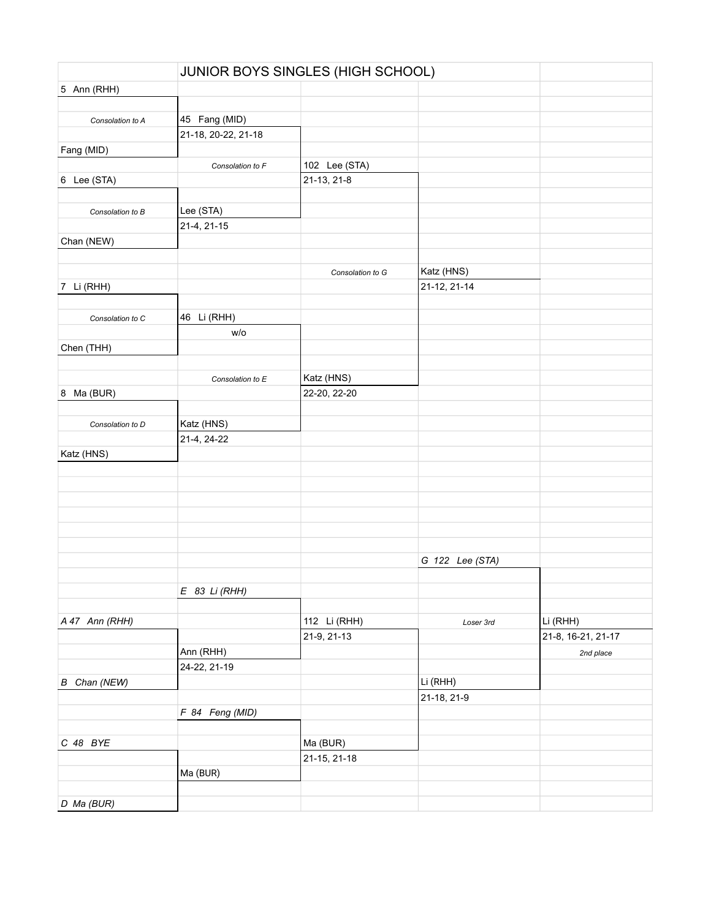# JUNIOR BOYS SINGLES (HIGH SCHOOL)

| Round 1 | Round 2 | Round 3 | Final | |
|---|---|---|---|---|
| 5 Ann (RHH) | | | | |
| *Consolation to A* | 45 Fang (MID) | | | |
| | 21-18, 20-22, 21-18 | | | |
| Fang (MID) | | | | |
| | *Consolation to F* | 102 Lee (STA) | | |
| 6 Lee (STA) | | 21-13, 21-8 | | |
| *Consolation to B* | Lee (STA) | | | |
| | 21-4, 21-15 | | | |
| Chan (NEW) | | | | |
| | | *Consolation to G* | Katz (HNS) | |
| 7 Li (RHH) | | | 21-12, 21-14 | |
| *Consolation to C* | 46 Li (RHH) | | | |
| | w/o | | | |
| Chen (THH) | | | | |
| | *Consolation to E* | Katz (HNS) | | |
| 8 Ma (BUR) | | 22-20, 22-20 | | |
| *Consolation to D* | Katz (HNS) | | | |
| | 21-4, 24-22 | | | |
| Katz (HNS) | | | | |

| Round 1 | Round 2 | Round 3 | Round 4 | Final |
|---|---|---|---|---|
| | | | *G 122 Lee (STA)* | |
| | *E 83 Li (RHH)* | | | |
| *A 47 Ann (RHH)* | | 112 Li (RHH) | *Loser 3rd* | Li (RHH) |
| | | 21-9, 21-13 | | 21-8, 16-21, 21-17 |
| | Ann (RHH) | | | *2nd place* |
| | 24-22, 21-19 | | | |
| *B Chan (NEW)* | | | Li (RHH) | |
| | | | 21-18, 21-9 | |
| | *F 84 Feng (MID)* | | | |
| *C 48 BYE* | | Ma (BUR) | | |
| | | 21-15, 21-18 | | |
| | Ma (BUR) | | | |
| *D Ma (BUR)* | | | | |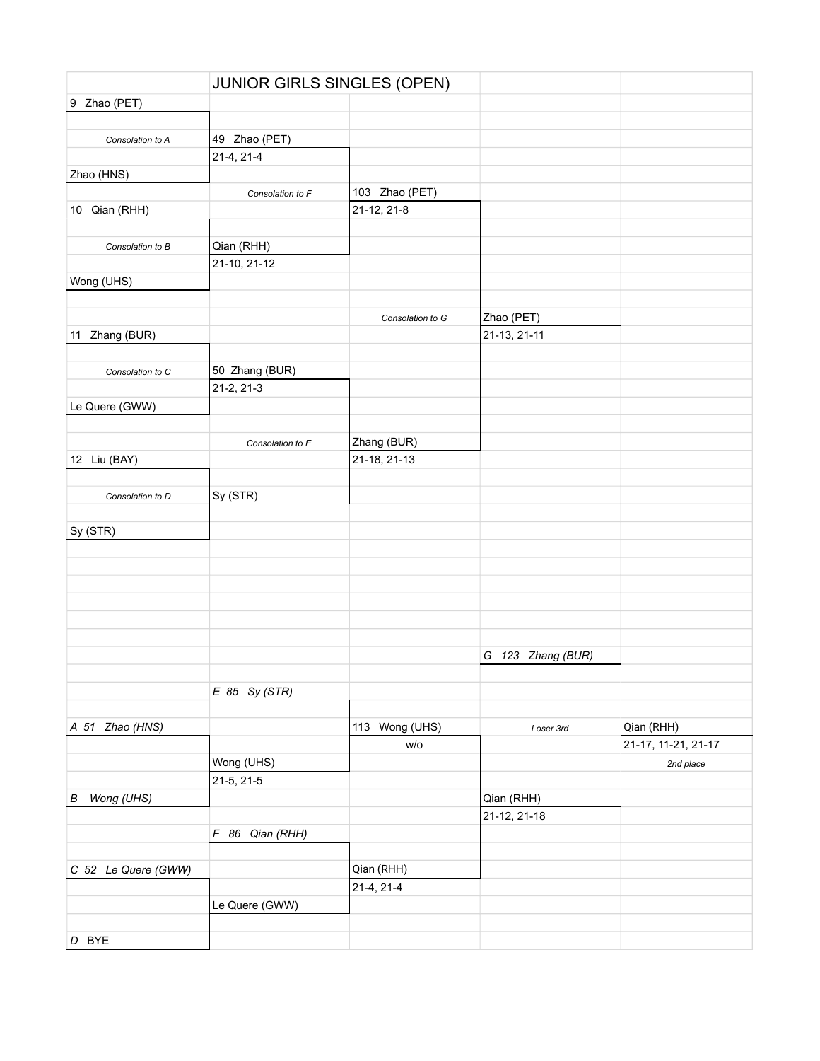# JUNIOR GIRLS SINGLES (OPEN)

| | | | | |
|---|---|---|---|---|
| 9 Zhao (PET) | | | | |
| *Consolation to A* | 49 Zhao (PET) | | | |
| | 21-4, 21-4 | | | |
| Zhao (HNS) | | | | |
| | *Consolation to F* | 103 Zhao (PET) | | |
| 10 Qian (RHH) | | 21-12, 21-8 | | |
| *Consolation to B* | Qian (RHH) | | | |
| | 21-10, 21-12 | | | |
| Wong (UHS) | | | | |
| | | *Consolation to G* | Zhao (PET) | |
| 11 Zhang (BUR) | | | 21-13, 21-11 | |
| *Consolation to C* | 50 Zhang (BUR) | | | |
| | 21-2, 21-3 | | | |
| Le Quere (GWW) | | | | |
| | *Consolation to E* | Zhang (BUR) | | |
| 12 Liu (BAY) | | 21-18, 21-13 | | |
| *Consolation to D* | Sy (STR) | | | |
| Sy (STR) | | | | |

| | | | | |
|---|---|---|---|---|
| | | | *G 123 Zhang (BUR)* | |
| | *E 85 Sy (STR)* | | | |
| *A 51 Zhao (HNS)* | | 113 Wong (UHS) | *Loser 3rd* | Qian (RHH) |
| | | w/o | | 21-17, 11-21, 21-17 |
| | Wong (UHS) | | | *2nd place* |
| | 21-5, 21-5 | | | |
| *B Wong (UHS)* | | | Qian (RHH) | |
| | | | 21-12, 21-18 | |
| | *F 86 Qian (RHH)* | | | |
| *C 52 Le Quere (GWW)* | | Qian (RHH) | | |
| | | 21-4, 21-4 | | |
| | Le Quere (GWW) | | | |
| *D BYE* | | | | |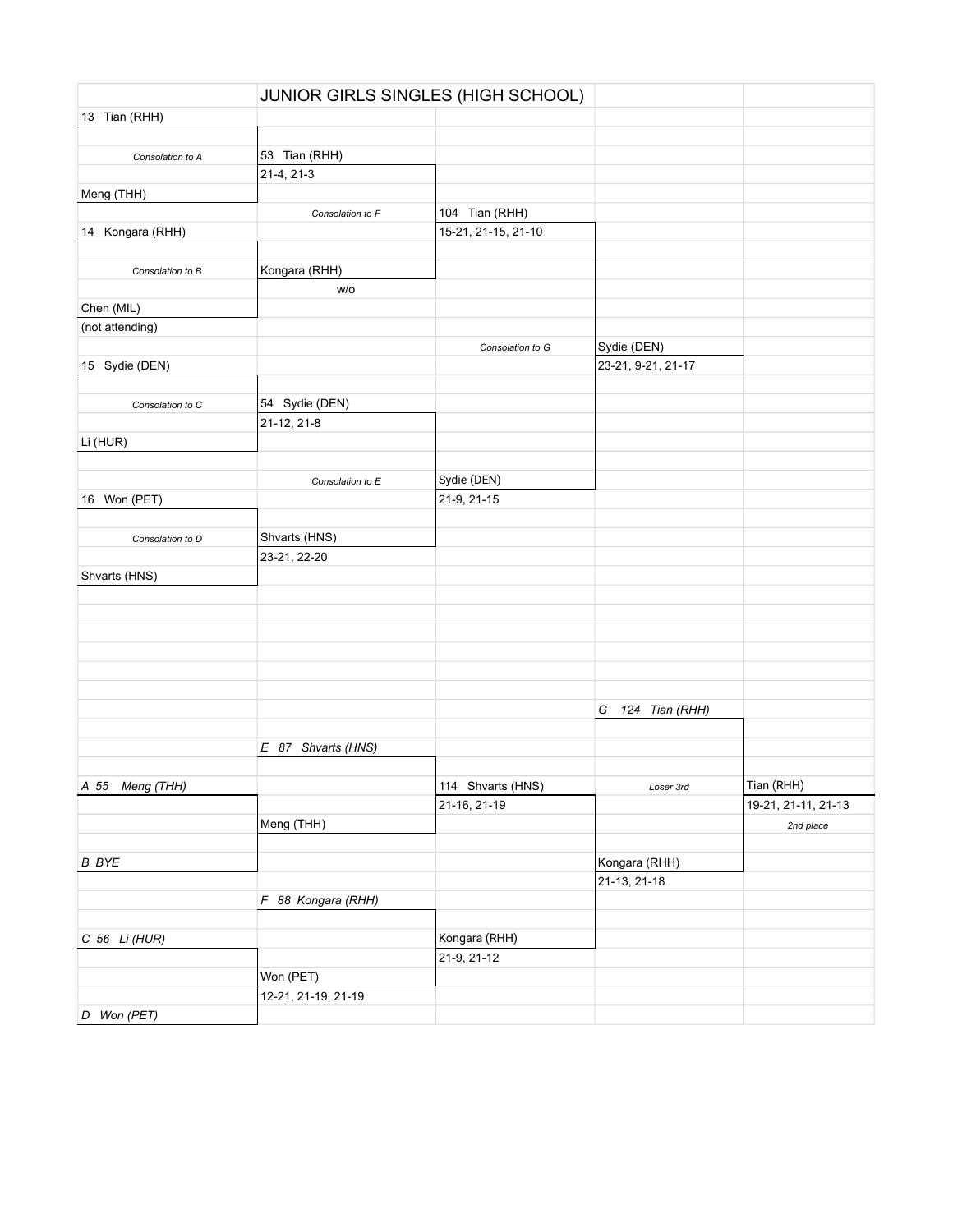# JUNIOR GIRLS SINGLES (HIGH SCHOOL)

| | | | | |
|---|---|---|---|---|
| 13 Tian (RHH) | | | | |
| *Consolation to A* | 53 Tian (RHH) | | | |
| | 21-4, 21-3 | | | |
| Meng (THH) | | | | |
| | *Consolation to F* | 104 Tian (RHH) | | |
| 14 Kongara (RHH) | | 15-21, 21-15, 21-10 | | |
| *Consolation to B* | Kongara (RHH) | | | |
| | w/o | | | |
| Chen (MIL) | | | | |
| (not attending) | | | | |
| | | *Consolation to G* | Sydie (DEN) | |
| 15 Sydie (DEN) | | | 23-21, 9-21, 21-17 | |
| *Consolation to C* | 54 Sydie (DEN) | | | |
| | 21-12, 21-8 | | | |
| Li (HUR) | | | | |
| | *Consolation to E* | Sydie (DEN) | | |
| 16 Won (PET) | | 21-9, 21-15 | | |
| *Consolation to D* | Shvarts (HNS) | | | |
| | 23-21, 22-20 | | | |
| Shvarts (HNS) | | | | |

| | | | | |
|---|---|---|---|---|
| | | | *G 124 Tian (RHH)* | |
| | *E 87 Shvarts (HNS)* | | | |
| *A 55 Meng (THH)* | | 114 Shvarts (HNS) | *Loser 3rd* | Tian (RHH) |
| | | 21-16, 21-19 | | 19-21, 21-11, 21-13 |
| | Meng (THH) | | | *2nd place* |
| *B BYE* | | | Kongara (RHH) | |
| | | | 21-13, 21-18 | |
| | *F 88 Kongara (RHH)* | | | |
| *C 56 Li (HUR)* | | Kongara (RHH) | | |
| | | 21-9, 21-12 | | |
| | Won (PET) | | | |
| | 12-21, 21-19, 21-19 | | | |
| *D Won (PET)* | | | | |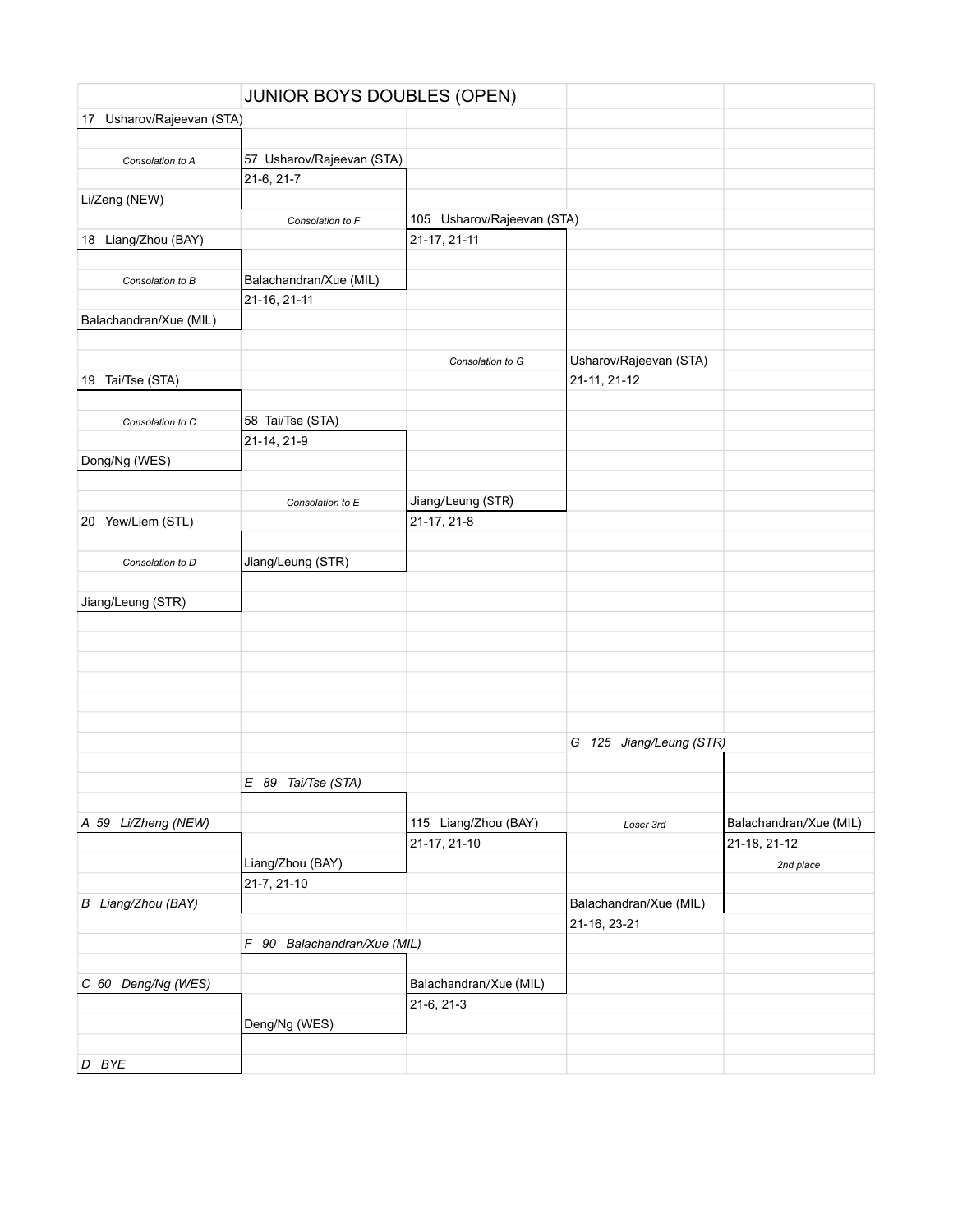# JUNIOR BOYS DOUBLES (OPEN)

| | | | | |
|---|---|---|---|---|
| 17 Usharov/Rajeevan (STA) | | | | |
| | | | | |
| *Consolation to A* | 57 Usharov/Rajeevan (STA) | | | |
| | 21-6, 21-7 | | | |
| Li/Zeng (NEW) | | | | |
| | *Consolation to F* | 105 Usharov/Rajeevan (STA) | | |
| 18 Liang/Zhou (BAY) | | 21-17, 21-11 | | |
| | | | | |
| *Consolation to B* | Balachandran/Xue (MIL) | | | |
| | 21-16, 21-11 | | | |
| Balachandran/Xue (MIL) | | | | |
| | | | | |
| | | *Consolation to G* | Usharov/Rajeevan (STA) | |
| 19 Tai/Tse (STA) | | | 21-11, 21-12 | |
| | | | | |
| *Consolation to C* | 58 Tai/Tse (STA) | | | |
| | 21-14, 21-9 | | | |
| Dong/Ng (WES) | | | | |
| | | | | |
| | *Consolation to E* | Jiang/Leung (STR) | | |
| 20 Yew/Liem (STL) | | 21-17, 21-8 | | |
| | | | | |
| *Consolation to D* | Jiang/Leung (STR) | | | |
| | | | | |
| Jiang/Leung (STR) | | | | |

| | | | | |
|---|---|---|---|---|
| | | | *G 125 Jiang/Leung (STR)* | |
| | | | | |
| | *E 89 Tai/Tse (STA)* | | | |
| | | | | |
| *A 59 Li/Zheng (NEW)* | | 115 Liang/Zhou (BAY) | *Loser 3rd* | Balachandran/Xue (MIL) |
| | | 21-17, 21-10 | | 21-18, 21-12 |
| | Liang/Zhou (BAY) | | | *2nd place* |
| | 21-7, 21-10 | | | |
| *B Liang/Zhou (BAY)* | | | Balachandran/Xue (MIL) | |
| | | | 21-16, 23-21 | |
| | *F 90 Balachandran/Xue (MIL)* | | | |
| | | | | |
| *C 60 Deng/Ng (WES)* | | Balachandran/Xue (MIL) | | |
| | | 21-6, 21-3 | | |
| | Deng/Ng (WES) | | | |
| | | | | |
| *D BYE* | | | | |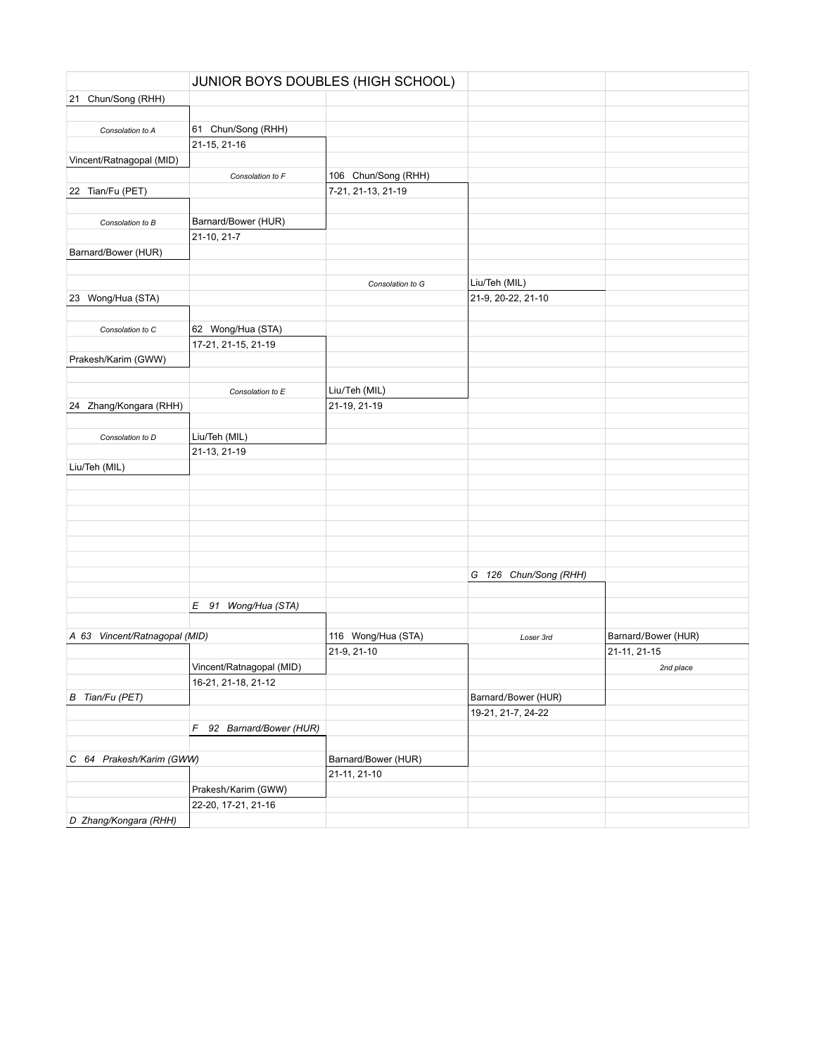# JUNIOR BOYS DOUBLES (HIGH SCHOOL)

| | | | | |
|---|---|---|---|---|
| 21 Chun/Song (RHH) | | | | |
| | | | | |
| *Consolation to A* | 61 Chun/Song (RHH) | | | |
| | 21-15, 21-16 | | | |
| Vincent/Ratnagopal (MID) | | | | |
| | *Consolation to F* | 106 Chun/Song (RHH) | | |
| 22 Tian/Fu (PET) | | 7-21, 21-13, 21-19 | | |
| | | | | |
| *Consolation to B* | Barnard/Bower (HUR) | | | |
| | 21-10, 21-7 | | | |
| Barnard/Bower (HUR) | | | | |
| | | | | |
| | | *Consolation to G* | Liu/Teh (MIL) | |
| 23 Wong/Hua (STA) | | | 21-9, 20-22, 21-10 | |
| | | | | |
| *Consolation to C* | 62 Wong/Hua (STA) | | | |
| | 17-21, 21-15, 21-19 | | | |
| Prakesh/Karim (GWW) | | | | |
| | | | | |
| | *Consolation to E* | Liu/Teh (MIL) | | |
| 24 Zhang/Kongara (RHH) | | 21-19, 21-19 | | |
| | | | | |
| *Consolation to D* | Liu/Teh (MIL) | | | |
| | 21-13, 21-19 | | | |
| Liu/Teh (MIL) | | | | |
| | | | | |
| | | | *G 126 Chun/Song (RHH)* | |
| | | | | |
| | *E 91 Wong/Hua (STA)* | | | |
| | | | | |
| *A 63 Vincent/Ratnagopal (MID)* | | 116 Wong/Hua (STA) | *Loser 3rd* | Barnard/Bower (HUR) |
| | | 21-9, 21-10 | | 21-11, 21-15 |
| | Vincent/Ratnagopal (MID) | | | *2nd place* |
| | 16-21, 21-18, 21-12 | | | |
| *B Tian/Fu (PET)* | | | Barnard/Bower (HUR) | |
| | | | 19-21, 21-7, 24-22 | |
| | *F 92 Barnard/Bower (HUR)* | | | |
| | | | | |
| *C 64 Prakesh/Karim (GWW)* | | Barnard/Bower (HUR) | | |
| | | 21-11, 21-10 | | |
| | Prakesh/Karim (GWW) | | | |
| | 22-20, 17-21, 21-16 | | | |
| *D Zhang/Kongara (RHH)* | | | | |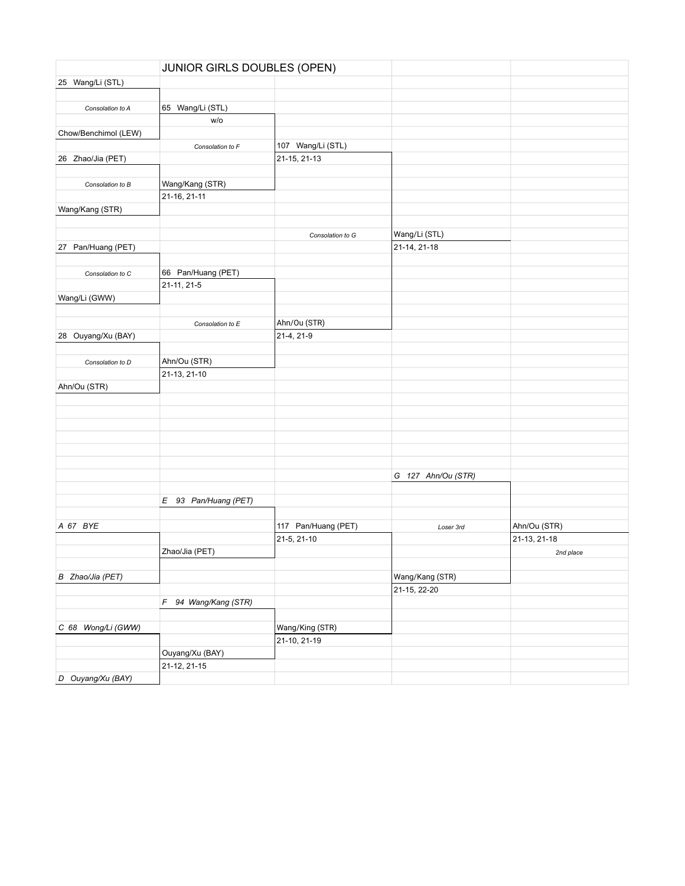# JUNIOR GIRLS DOUBLES (OPEN)

| | | | | |
|---|---|---|---|---|
| 25 Wang/Li (STL) | | | | |
| | | | | |
| *Consolation to A* | 65 Wang/Li (STL) | | | |
| | w/o | | | |
| Chow/Benchimol (LEW) | | | | |
| | *Consolation to F* | 107 Wang/Li (STL) | | |
| 26 Zhao/Jia (PET) | | 21-15, 21-13 | | |
| | | | | |
| *Consolation to B* | Wang/Kang (STR) | | | |
| | 21-16, 21-11 | | | |
| Wang/Kang (STR) | | | | |
| | | | | |
| | | *Consolation to G* | Wang/Li (STL) | |
| 27 Pan/Huang (PET) | | | 21-14, 21-18 | |
| | | | | |
| *Consolation to C* | 66 Pan/Huang (PET) | | | |
| | 21-11, 21-5 | | | |
| Wang/Li (GWW) | | | | |
| | | | | |
| | *Consolation to E* | Ahn/Ou (STR) | | |
| 28 Ouyang/Xu (BAY) | | 21-4, 21-9 | | |
| | | | | |
| *Consolation to D* | Ahn/Ou (STR) | | | |
| | 21-13, 21-10 | | | |
| Ahn/Ou (STR) | | | | |

| | | | | |
|---|---|---|---|---|
| | | | *G 127 Ahn/Ou (STR)* | |
| | | | | |
| | *E 93 Pan/Huang (PET)* | | | |
| | | | | |
| *A 67 BYE* | | 117 Pan/Huang (PET) | *Loser 3rd* | Ahn/Ou (STR) |
| | | 21-5, 21-10 | | 21-13, 21-18 |
| | Zhao/Jia (PET) | | | *2nd place* |
| | | | | |
| *B Zhao/Jia (PET)* | | | Wang/Kang (STR) | |
| | | | 21-15, 22-20 | |
| | *F 94 Wang/Kang (STR)* | | | |
| | | | | |
| *C 68 Wong/Li (GWW)* | | Wang/King (STR) | | |
| | | 21-10, 21-19 | | |
| | Ouyang/Xu (BAY) | | | |
| | 21-12, 21-15 | | | |
| *D Ouyang/Xu (BAY)* | | | | |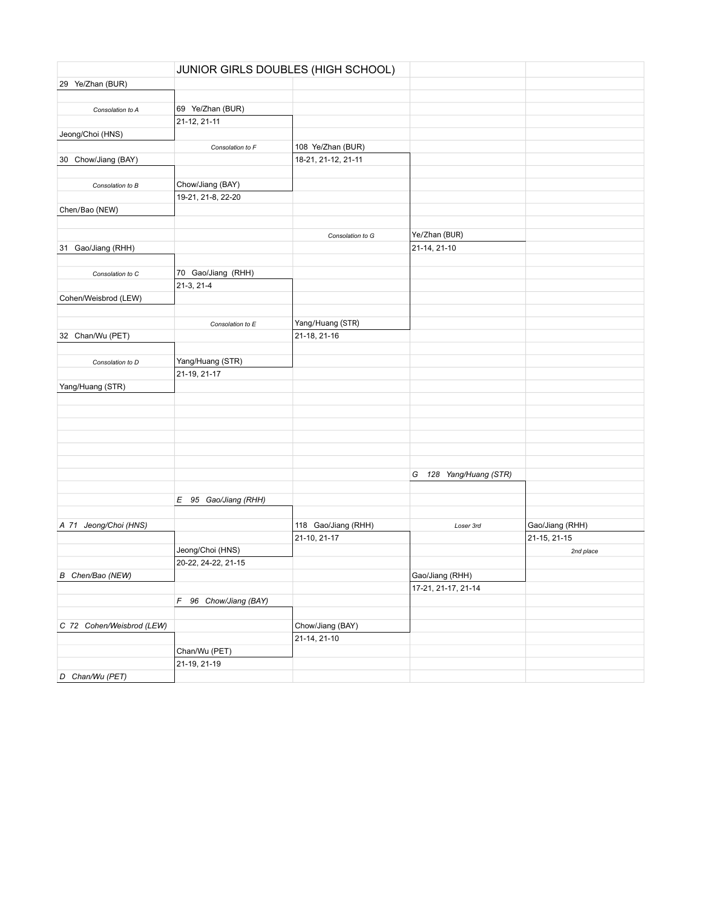# JUNIOR GIRLS DOUBLES (HIGH SCHOOL)

| | | | | |
|---|---|---|---|---|
| 29 Ye/Zhan (BUR) | | | | |
| *Consolation to A* | 69 Ye/Zhan (BUR) | | | |
| | 21-12, 21-11 | | | |
| Jeong/Choi (HNS) | | | | |
| | *Consolation to F* | 108 Ye/Zhan (BUR) | | |
| 30 Chow/Jiang (BAY) | | 18-21, 21-12, 21-11 | | |
| *Consolation to B* | Chow/Jiang (BAY) | | | |
| | 19-21, 21-8, 22-20 | | | |
| Chen/Bao (NEW) | | | | |
| | | *Consolation to G* | Ye/Zhan (BUR) | |
| 31 Gao/Jiang (RHH) | | | 21-14, 21-10 | |
| *Consolation to C* | 70 Gao/Jiang (RHH) | | | |
| | 21-3, 21-4 | | | |
| Cohen/Weisbrod (LEW) | | | | |
| | *Consolation to E* | Yang/Huang (STR) | | |
| 32 Chan/Wu (PET) | | 21-18, 21-16 | | |
| *Consolation to D* | Yang/Huang (STR) | | | |
| | 21-19, 21-17 | | | |
| Yang/Huang (STR) | | | | |
| | | | *G 128 Yang/Huang (STR)* | |
| | *E 95 Gao/Jiang (RHH)* | | | |
| *A 71 Jeong/Choi (HNS)* | | 118 Gao/Jiang (RHH) | *Loser 3rd* | Gao/Jiang (RHH) |
| | | 21-10, 21-17 | | 21-15, 21-15 |
| | Jeong/Choi (HNS) | | | *2nd place* |
| | 20-22, 24-22, 21-15 | | | |
| *B Chen/Bao (NEW)* | | | Gao/Jiang (RHH) | |
| | | | 17-21, 21-17, 21-14 | |
| | *F 96 Chow/Jiang (BAY)* | | | |
| *C 72 Cohen/Weisbrod (LEW)* | | Chow/Jiang (BAY) | | |
| | | 21-14, 21-10 | | |
| | Chan/Wu (PET) | | | |
| | 21-19, 21-19 | | | |
| *D Chan/Wu (PET)* | | | | |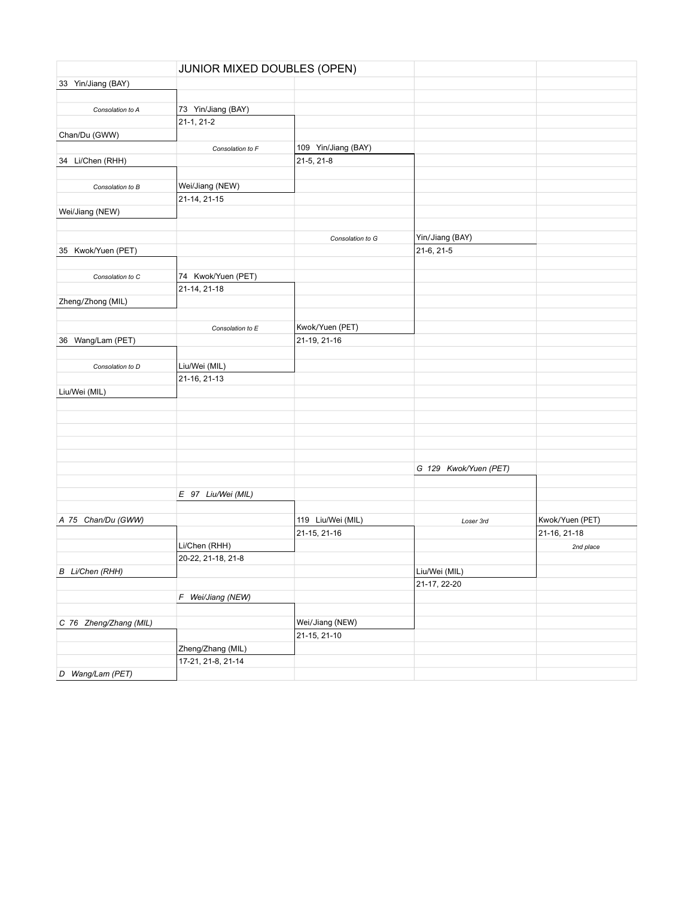# JUNIOR MIXED DOUBLES (OPEN)

| | | | | |
|---|---|---|---|---|
| 33 Yin/Jiang (BAY) | | | | |
| *Consolation to A* | 73 Yin/Jiang (BAY) | | | |
| | 21-1, 21-2 | | | |
| Chan/Du (GWW) | | | | |
| | *Consolation to F* | 109 Yin/Jiang (BAY) | | |
| 34 Li/Chen (RHH) | | 21-5, 21-8 | | |
| *Consolation to B* | Wei/Jiang (NEW) | | | |
| | 21-14, 21-15 | | | |
| Wei/Jiang (NEW) | | | | |
| | | *Consolation to G* | Yin/Jiang (BAY) | |
| 35 Kwok/Yuen (PET) | | | 21-6, 21-5 | |
| *Consolation to C* | 74 Kwok/Yuen (PET) | | | |
| | 21-14, 21-18 | | | |
| Zheng/Zhong (MIL) | | | | |
| | *Consolation to E* | Kwok/Yuen (PET) | | |
| 36 Wang/Lam (PET) | | 21-19, 21-16 | | |
| *Consolation to D* | Liu/Wei (MIL) | | | |
| | 21-16, 21-13 | | | |
| Liu/Wei (MIL) | | | | |
| | | | *G 129 Kwok/Yuen (PET)* | |
| | *E 97 Liu/Wei (MIL)* | | | |
| *A 75 Chan/Du (GWW)* | | 119 Liu/Wei (MIL) | *Loser 3rd* | Kwok/Yuen (PET) |
| | | 21-15, 21-16 | | 21-16, 21-18 |
| | Li/Chen (RHH) | | | *2nd place* |
| | 20-22, 21-18, 21-8 | | | |
| *B Li/Chen (RHH)* | | | Liu/Wei (MIL) | |
| | | | 21-17, 22-20 | |
| | *F Wei/Jiang (NEW)* | | | |
| *C 76 Zheng/Zhang (MIL)* | | Wei/Jiang (NEW) | | |
| | | 21-15, 21-10 | | |
| | Zheng/Zhang (MIL) | | | |
| | 17-21, 21-8, 21-14 | | | |
| *D Wang/Lam (PET)* | | | | |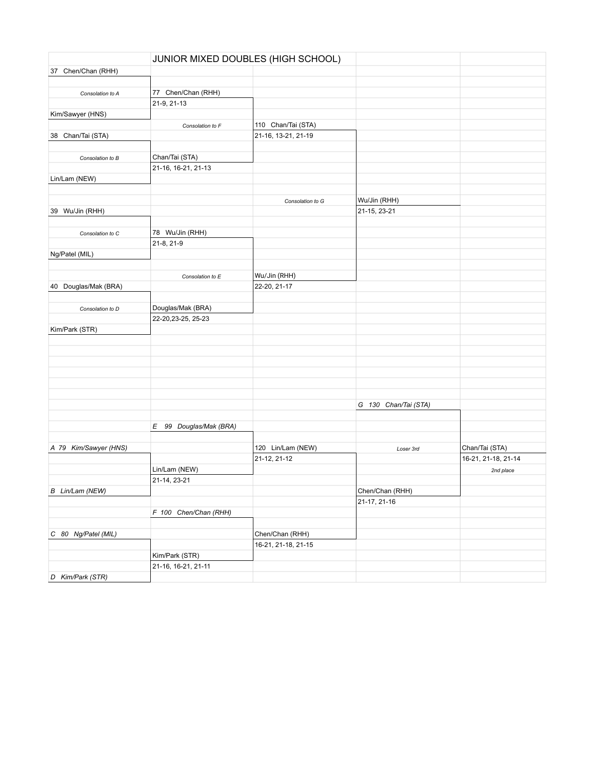# JUNIOR MIXED DOUBLES (HIGH SCHOOL)

| | | | | |
|---|---|---|---|---|
| 37 Chen/Chan (RHH) | | | | |
| *Consolation to A* | 77 Chen/Chan (RHH) | | | |
| | 21-9, 21-13 | | | |
| Kim/Sawyer (HNS) | | | | |
| | *Consolation to F* | 110 Chan/Tai (STA) | | |
| 38 Chan/Tai (STA) | | 21-16, 13-21, 21-19 | | |
| *Consolation to B* | Chan/Tai (STA) | | | |
| | 21-16, 16-21, 21-13 | | | |
| Lin/Lam (NEW) | | | | |
| | | *Consolation to G* | Wu/Jin (RHH) | |
| 39 Wu/Jin (RHH) | | | 21-15, 23-21 | |
| *Consolation to C* | 78 Wu/Jin (RHH) | | | |
| | 21-8, 21-9 | | | |
| Ng/Patel (MIL) | | | | |
| | *Consolation to E* | Wu/Jin (RHH) | | |
| 40 Douglas/Mak (BRA) | | 22-20, 21-17 | | |
| *Consolation to D* | Douglas/Mak (BRA) | | | |
| | 22-20,23-25, 25-23 | | | |
| Kim/Park (STR) | | | | |
| | | | *G 130 Chan/Tai (STA)* | |
| | *E 99 Douglas/Mak (BRA)* | | | |
| *A 79 Kim/Sawyer (HNS)* | | 120 Lin/Lam (NEW) | *Loser 3rd* | Chan/Tai (STA) |
| | | 21-12, 21-12 | | 16-21, 21-18, 21-14 |
| | Lin/Lam (NEW) | | | *2nd place* |
| | 21-14, 23-21 | | | |
| *B Lin/Lam (NEW)* | | | Chen/Chan (RHH) | |
| | | | 21-17, 21-16 | |
| | *F 100 Chen/Chan (RHH)* | | | |
| *C 80 Ng/Patel (MIL)* | | Chen/Chan (RHH) | | |
| | | 16-21, 21-18, 21-15 | | |
| | Kim/Park (STR) | | | |
| | 21-16, 16-21, 21-11 | | | |
| *D Kim/Park (STR)* | | | | |